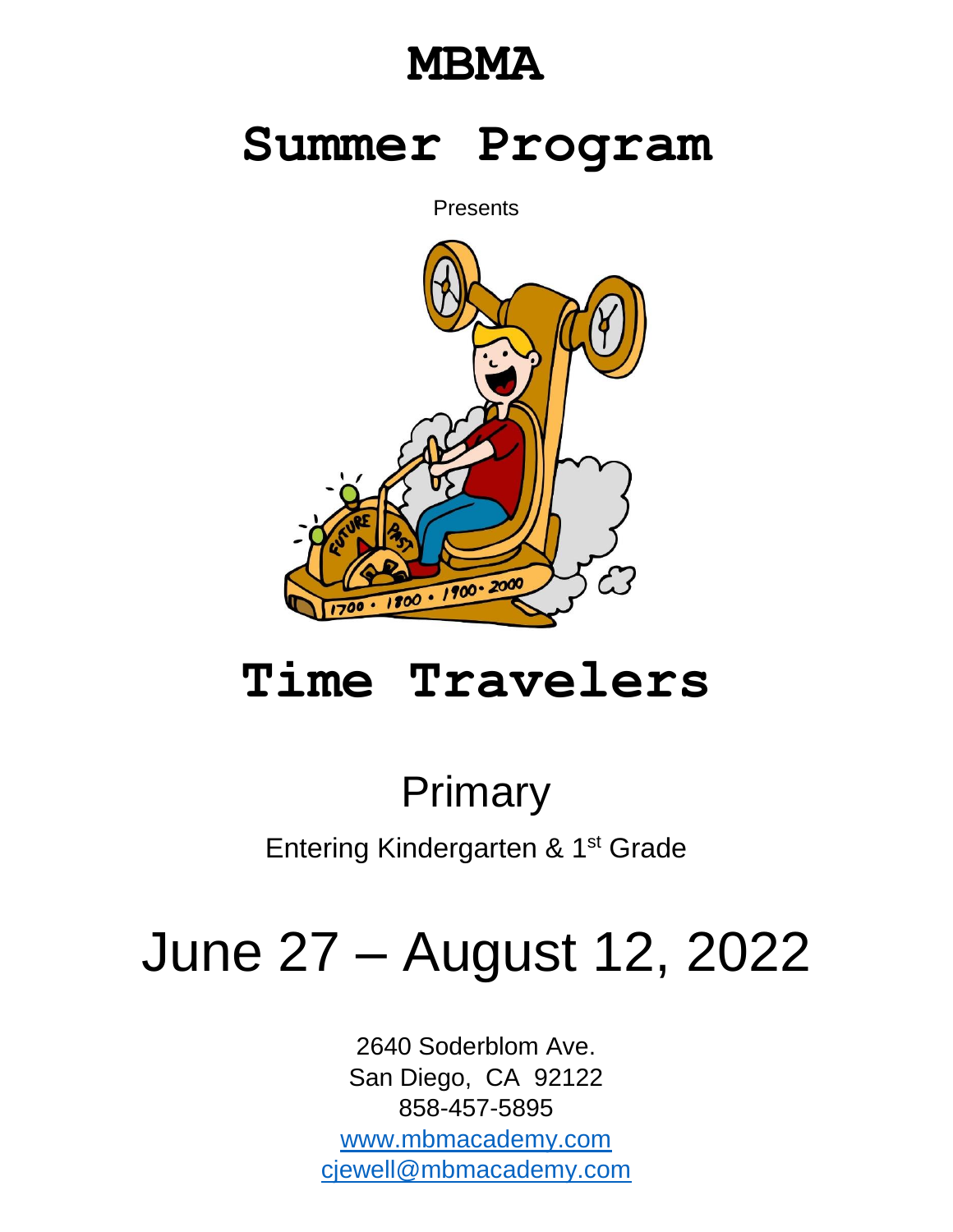# MBMA

# Summer Program

Presents

# Time Travelers

## Primary

Entering Kindergarten & 1st Grade

# June 27 – August 12, 2022

2640 Soderblom Ave.
San Diego, CA 92122
858-457-5895
[www.mbmacademy.com](http://www.mbmacademy.com)
[cjewell@mbmacademy.com](mailto:cjewell@mbmacademy.com)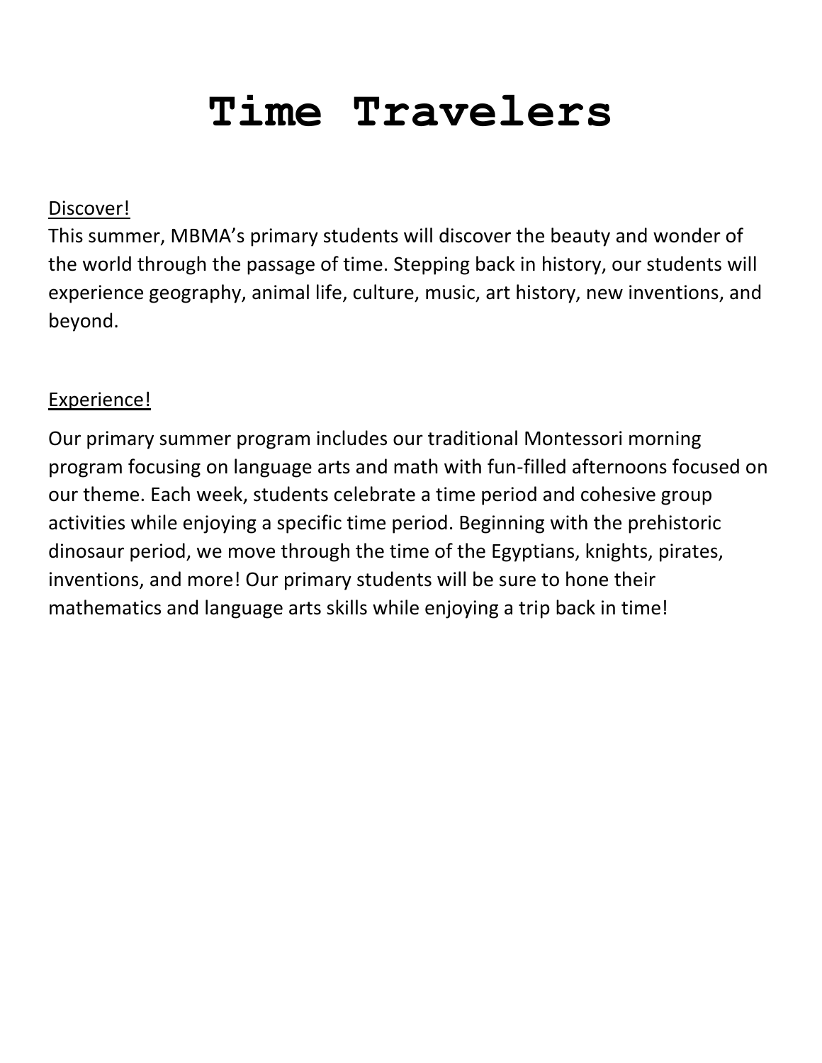# Time Travelers

Discover!

This summer, MBMA's primary students will discover the beauty and wonder of the world through the passage of time. Stepping back in history, our students will experience geography, animal life, culture, music, art history, new inventions, and beyond.

Experience!

Our primary summer program includes our traditional Montessori morning program focusing on language arts and math with fun-filled afternoons focused on our theme. Each week, students celebrate a time period and cohesive group activities while enjoying a specific time period. Beginning with the prehistoric dinosaur period, we move through the time of the Egyptians, knights, pirates, inventions, and more! Our primary students will be sure to hone their mathematics and language arts skills while enjoying a trip back in time!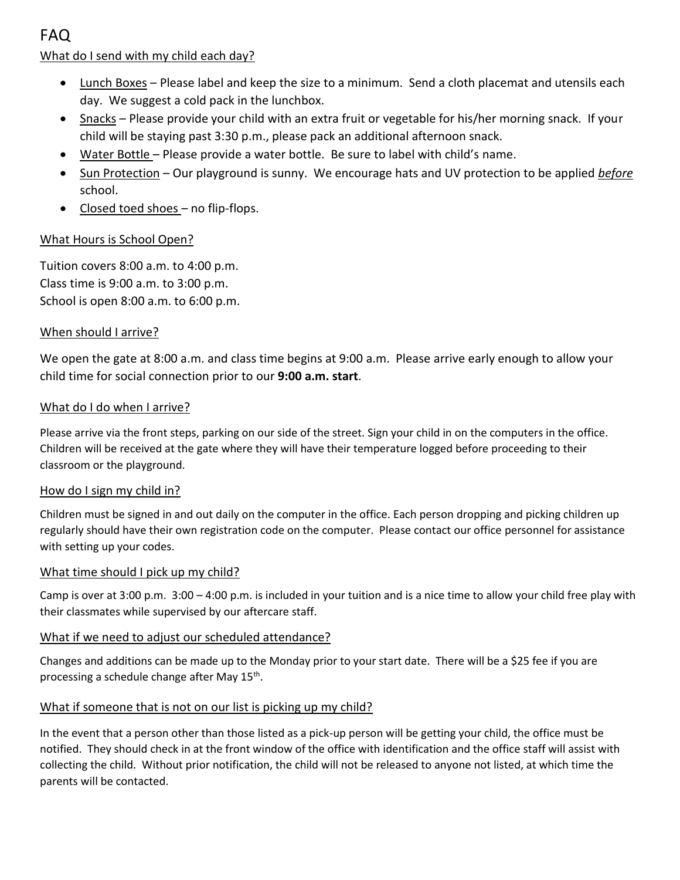# FAQ

## What do I send with my child each day?

- Lunch Boxes – Please label and keep the size to a minimum. Send a cloth placemat and utensils each day. We suggest a cold pack in the lunchbox.
- Snacks – Please provide your child with an extra fruit or vegetable for his/her morning snack. If your child will be staying past 3:30 p.m., please pack an additional afternoon snack.
- Water Bottle – Please provide a water bottle. Be sure to label with child's name.
- Sun Protection – Our playground is sunny. We encourage hats and UV protection to be applied ***before*** school.
- Closed toed shoes – no flip-flops.

## What Hours is School Open?

Tuition covers 8:00 a.m. to 4:00 p.m.
Class time is 9:00 a.m. to 3:00 p.m.
School is open 8:00 a.m. to 6:00 p.m.

## When should I arrive?

We open the gate at 8:00 a.m. and class time begins at 9:00 a.m. Please arrive early enough to allow your child time for social connection prior to our **9:00 a.m. start**.

## What do I do when I arrive?

Please arrive via the front steps, parking on our side of the street. Sign your child in on the computers in the office. Children will be received at the gate where they will have their temperature logged before proceeding to their classroom or the playground.

## How do I sign my child in?

Children must be signed in and out daily on the computer in the office. Each person dropping and picking children up regularly should have their own registration code on the computer. Please contact our office personnel for assistance with setting up your codes.

## What time should I pick up my child?

Camp is over at 3:00 p.m. 3:00 – 4:00 p.m. is included in your tuition and is a nice time to allow your child free play with their classmates while supervised by our aftercare staff.

## What if we need to adjust our scheduled attendance?

Changes and additions can be made up to the Monday prior to your start date. There will be a $25 fee if you are processing a schedule change after May 15th.

## What if someone that is not on our list is picking up my child?

In the event that a person other than those listed as a pick-up person will be getting your child, the office must be notified. They should check in at the front window of the office with identification and the office staff will assist with collecting the child. Without prior notification, the child will not be released to anyone not listed, at which time the parents will be contacted.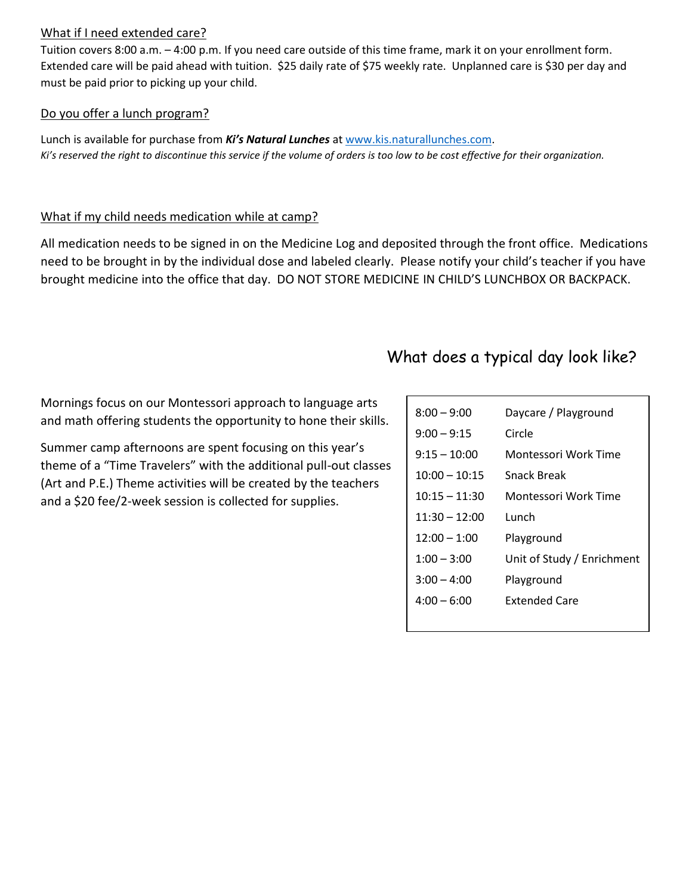## What if I need extended care?

Tuition covers 8:00 a.m. – 4:00 p.m. If you need care outside of this time frame, mark it on your enrollment form. Extended care will be paid ahead with tuition. $25 daily rate of $75 weekly rate. Unplanned care is $30 per day and must be paid prior to picking up your child.

## Do you offer a lunch program?

Lunch is available for purchase from ***Ki's Natural Lunches*** at [www.kis.naturallunches.com](http://www.kis.naturallunches.com).

*Ki's reserved the right to discontinue this service if the volume of orders is too low to be cost effective for their organization.*

## What if my child needs medication while at camp?

All medication needs to be signed in on the Medicine Log and deposited through the front office. Medications need to be brought in by the individual dose and labeled clearly. Please notify your child's teacher if you have brought medicine into the office that day. DO NOT STORE MEDICINE IN CHILD'S LUNCHBOX OR BACKPACK.

## What does a typical day look like?

Mornings focus on our Montessori approach to language arts and math offering students the opportunity to hone their skills.

Summer camp afternoons are spent focusing on this year's theme of a "Time Travelers" with the additional pull-out classes (Art and P.E.) Theme activities will be created by the teachers and a $20 fee/2-week session is collected for supplies.

| Time | Activity |
|---|---|
| 8:00 – 9:00 | Daycare / Playground |
| 9:00 – 9:15 | Circle |
| 9:15 – 10:00 | Montessori Work Time |
| 10:00 – 10:15 | Snack Break |
| 10:15 – 11:30 | Montessori Work Time |
| 11:30 – 12:00 | Lunch |
| 12:00 – 1:00 | Playground |
| 1:00 – 3:00 | Unit of Study / Enrichment |
| 3:00 – 4:00 | Playground |
| 4:00 – 6:00 | Extended Care |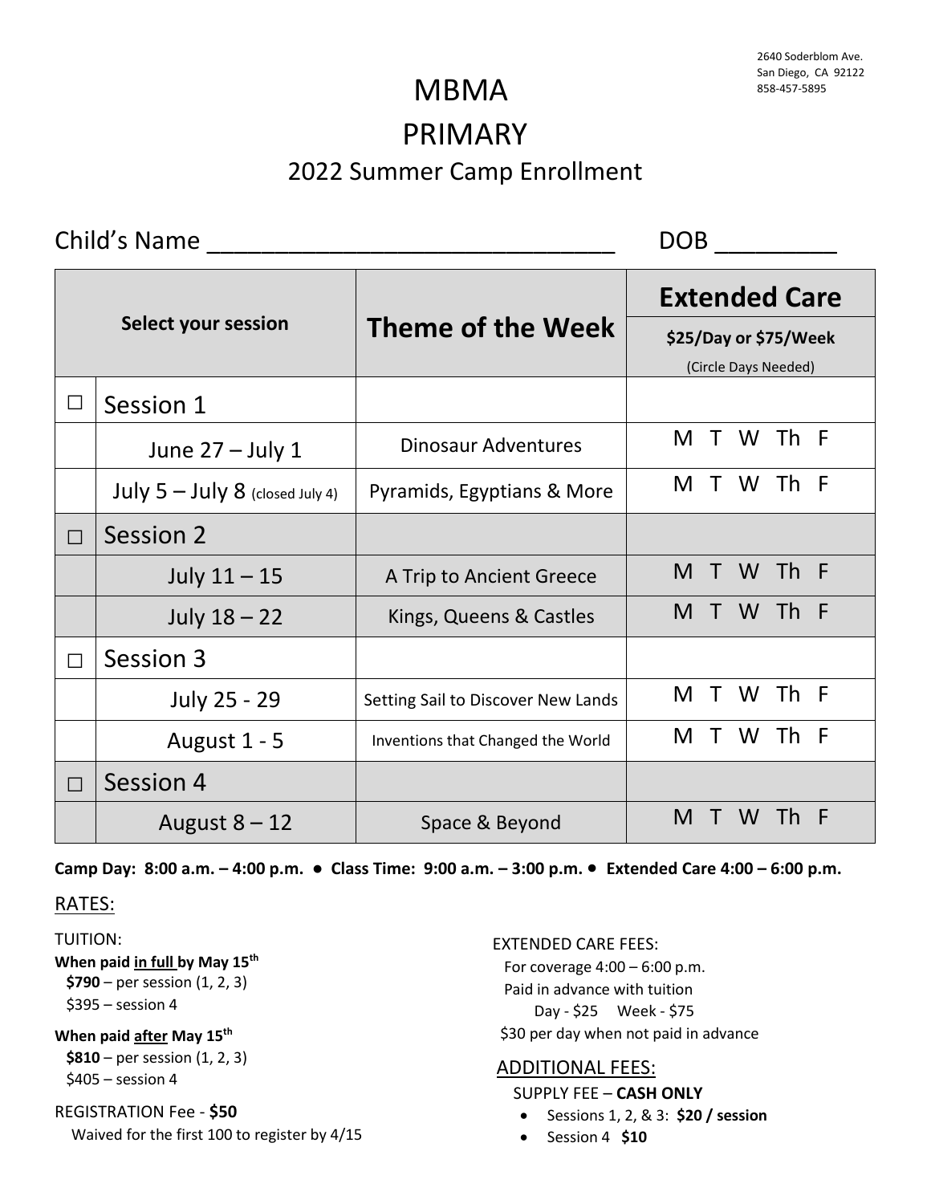2640 Soderblom Ave.
San Diego, CA 92122
858-457-5895

# MBMA
# PRIMARY
## 2022 Summer Camp Enrollment

Child's Name ______________________________ DOB _________

| Select your session | | Theme of the Week | Extended Care $25/Day or $75/Week (Circle Days Needed) |
|---|---|---|---|
| ☐ | Session 1 | | |
| | June 27 – July 1 | Dinosaur Adventures | M T W Th F |
| | July 5 – July 8 (closed July 4) | Pyramids, Egyptians & More | M T W Th F |
| ☐ | Session 2 | | |
| | July 11 – 15 | A Trip to Ancient Greece | M T W Th F |
| | July 18 – 22 | Kings, Queens & Castles | M T W Th F |
| ☐ | Session 3 | | |
| | July 25 - 29 | Setting Sail to Discover New Lands | M T W Th F |
| | August 1 - 5 | Inventions that Changed the World | M T W Th F |
| ☐ | Session 4 | | |
| | August 8 – 12 | Space & Beyond | M T W Th F |

**Camp Day: 8:00 a.m. – 4:00 p.m. ● Class Time: 9:00 a.m. – 3:00 p.m. ● Extended Care 4:00 – 6:00 p.m.**

RATES:

TUITION:

**When paid in full by May 15th**
**$790** – per session (1, 2, 3)
$395 – session 4

**When paid after May 15th**
**$810** – per session (1, 2, 3)
$405 – session 4

REGISTRATION Fee - **$50**
Waived for the first 100 to register by 4/15

EXTENDED CARE FEES:
For coverage 4:00 – 6:00 p.m.
Paid in advance with tuition
Day - $25 Week - $75
$30 per day when not paid in advance

ADDITIONAL FEES:

SUPPLY FEE – **CASH ONLY**

- Sessions 1, 2, & 3: **$20 / session**
- Session 4 **$10**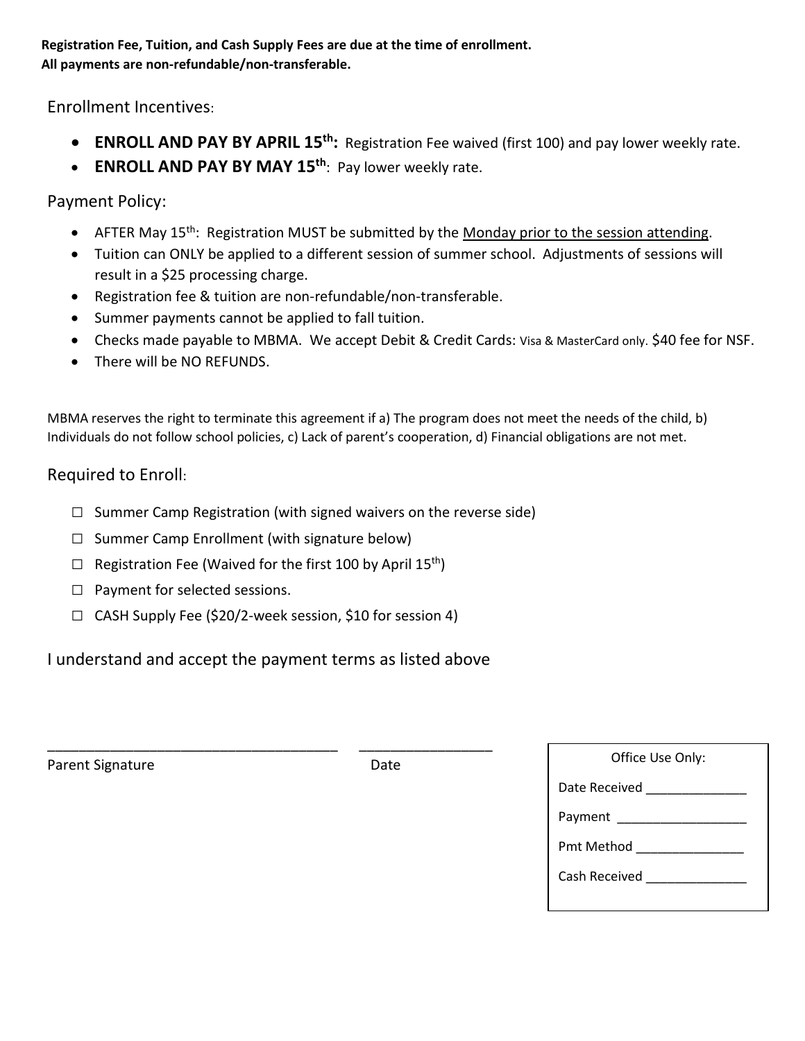**Registration Fee, Tuition, and Cash Supply Fees are due at the time of enrollment.**
**All payments are non-refundable/non-transferable.**

Enrollment Incentives:

- **ENROLL AND PAY BY APRIL 15th:** Registration Fee waived (first 100) and pay lower weekly rate.
- **ENROLL AND PAY BY MAY 15th**: Pay lower weekly rate.

Payment Policy:

- AFTER May 15th: Registration MUST be submitted by the Monday prior to the session attending.
- Tuition can ONLY be applied to a different session of summer school. Adjustments of sessions will result in a $25 processing charge.
- Registration fee & tuition are non-refundable/non-transferable.
- Summer payments cannot be applied to fall tuition.
- Checks made payable to MBMA. We accept Debit & Credit Cards: Visa & MasterCard only. $40 fee for NSF.
- There will be NO REFUNDS.

MBMA reserves the right to terminate this agreement if a) The program does not meet the needs of the child, b) Individuals do not follow school policies, c) Lack of parent's cooperation, d) Financial obligations are not met.

Required to Enroll:

- ☐ Summer Camp Registration (with signed waivers on the reverse side)
- ☐ Summer Camp Enrollment (with signature below)
- ☐ Registration Fee (Waived for the first 100 by April 15th)
- ☐ Payment for selected sessions.
- ☐ CASH Supply Fee ($20/2-week session, $10 for session 4)

I understand and accept the payment terms as listed above

_____________________________________ _________________

Parent Signature Date

| Office Use Only: |
|---|
| Date Received ______________ |
| Payment __________________ |
| Pmt Method _______________ |
| Cash Received ______________ |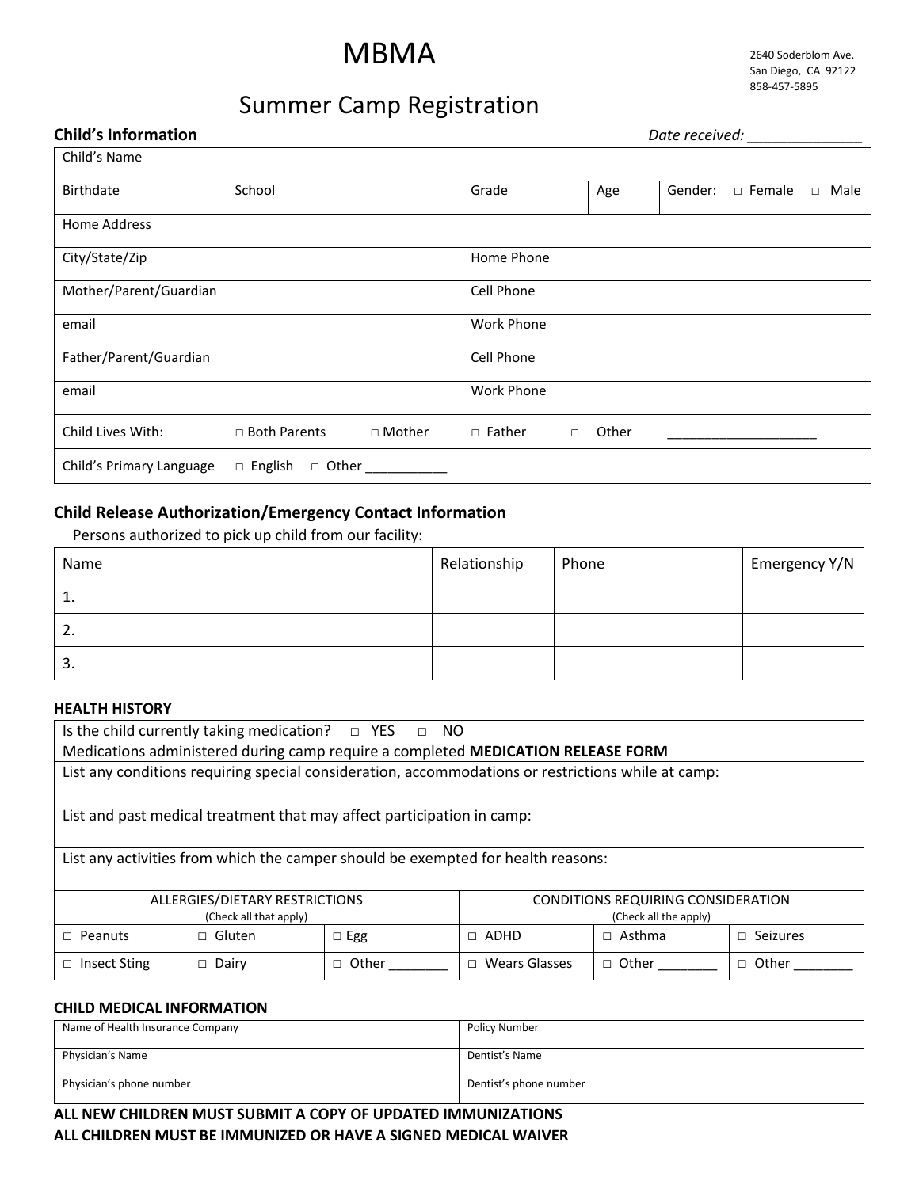# MBMA

2640 Soderblom Ave.
San Diego, CA 92122
858-457-5895

## Summer Camp Registration

**Child's Information** *Date received: ______________*

| Child's Name | | | | |
|---|---|---|---|---|
| Birthdate | School | Grade | Age | Gender: □ Female □ Male |
| Home Address | | | | |
| City/State/Zip | | Home Phone | | |
| Mother/Parent/Guardian | | Cell Phone | | |
| email | | Work Phone | | |
| Father/Parent/Guardian | | Cell Phone | | |
| email | | Work Phone | | |
| Child Lives With: | □ Both Parents □ Mother | □ Father □ Other ____________________ | | |
| Child's Primary Language | □ English □ Other ___________ | | | |

### Child Release Authorization/Emergency Contact Information

Persons authorized to pick up child from our facility:

| Name | Relationship | Phone | Emergency Y/N |
|---|---|---|---|
| 1. | | | |
| 2. | | | |
| 3. | | | |

#### HEALTH HISTORY

| Is the child currently taking medication? □ YES □ NO<br>Medications administered during camp require a completed **MEDICATION RELEASE FORM** | | | | | |
|---|---|---|---|---|---|
| List any conditions requiring special consideration, accommodations or restrictions while at camp: | | | | | |
| List and past medical treatment that may affect participation in camp: | | | | | |
| List any activities from which the camper should be exempted for health reasons: | | | | | |
| ALLERGIES/DIETARY RESTRICTIONS (Check all that apply) | | | CONDITIONS REQUIRING CONSIDERATION (Check all the apply) | | |
| □ Peanuts | □ Gluten | □ Egg | □ ADHD | □ Asthma | □ Seizures |
| □ Insect Sting | □ Dairy | □ Other ________ | □ Wears Glasses | □ Other ________ | □ Other ________ |

#### CHILD MEDICAL INFORMATION

| Name of Health Insurance Company | Policy Number |
|---|---|
| Physician's Name | Dentist's Name |
| Physician's phone number | Dentist's phone number |

**ALL NEW CHILDREN MUST SUBMIT A COPY OF UPDATED IMMUNIZATIONS**
**ALL CHILDREN MUST BE IMMUNIZED OR HAVE A SIGNED MEDICAL WAIVER**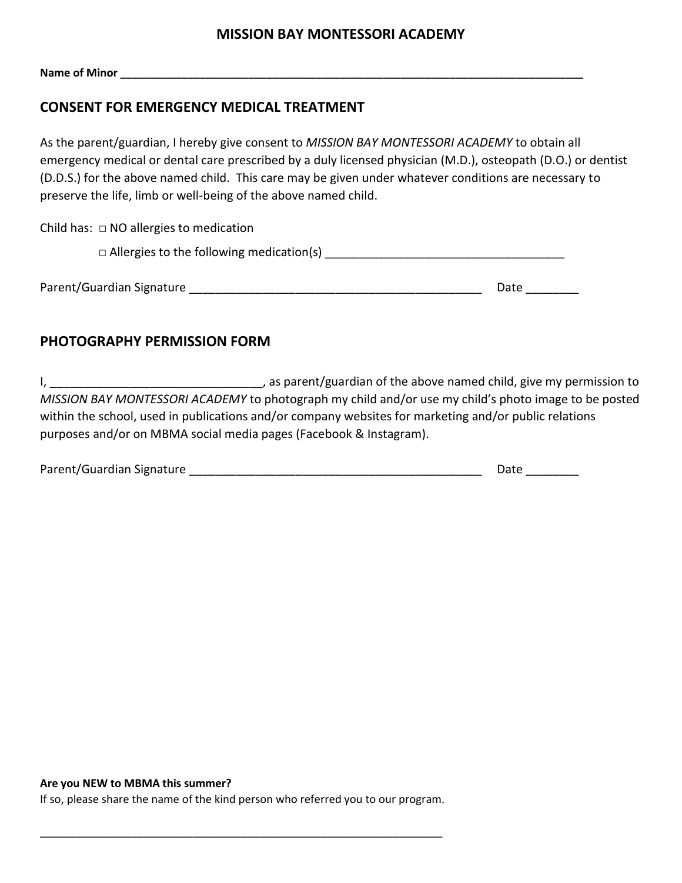# MISSION BAY MONTESSORI ACADEMY

**Name of Minor** ______________________________________________________________________________

## CONSENT FOR EMERGENCY MEDICAL TREATMENT

As the parent/guardian, I hereby give consent to *MISSION BAY MONTESSORI ACADEMY* to obtain all emergency medical or dental care prescribed by a duly licensed physician (M.D.), osteopath (D.O.) or dentist (D.D.S.) for the above named child. This care may be given under whatever conditions are necessary to preserve the life, limb or well-being of the above named child.

Child has: □ NO allergies to medication

□ Allergies to the following medication(s) ____________________________________

Parent/Guardian Signature _____________________________________________ Date ________

## PHOTOGRAPHY PERMISSION FORM

I, ________________________________, as parent/guardian of the above named child, give my permission to *MISSION BAY MONTESSORI ACADEMY* to photograph my child and/or use my child's photo image to be posted within the school, used in publications and/or company websites for marketing and/or public relations purposes and/or on MBMA social media pages (Facebook & Instagram).

Parent/Guardian Signature ______________________________________________ Date ________

**Are you NEW to MBMA this summer?**

If so, please share the name of the kind person who referred you to our program.

_____________________________________________________________________